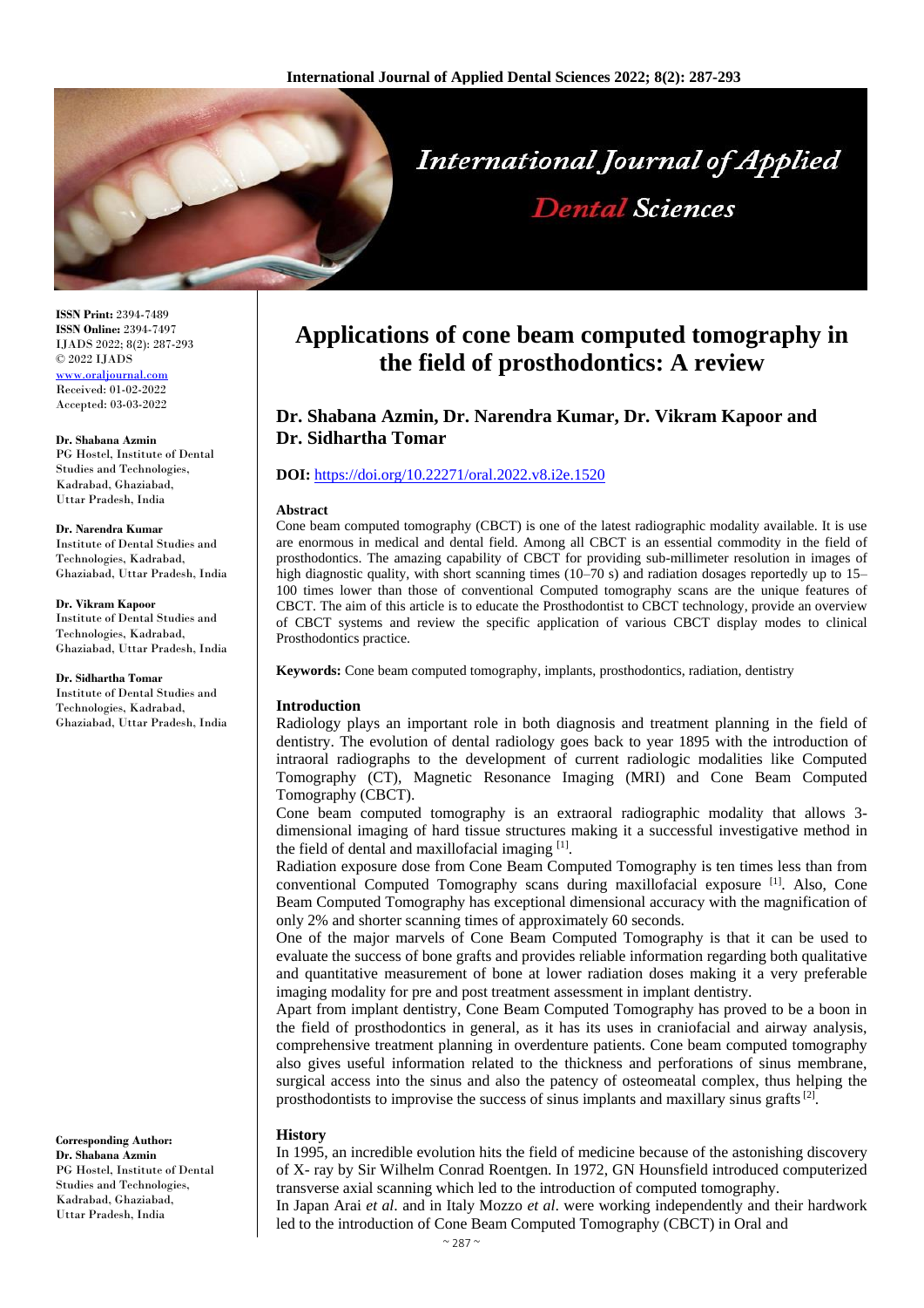# Applications of cone beam computed tomography in the field of prosthodontics: A review

**Dr. Shabana Azmin, Dr. Narendra Kumar, Dr. Vikram Kapoor and Dr. Sidhartha Tomar**

**DOI:** https://doi.org/10.22271/oral.2022.v8.i2e.1520

**ISSN Print:** 2394-7489
**ISSN Online:** 2394-7497
IJADS 2022; 8(2): 287-293
© 2022 IJADS
www.oraljournal.com
Received: 01-02-2022
Accepted: 03-03-2022

**Dr. Shabana Azmin**
PG Hostel, Institute of Dental Studies and Technologies, Kadrabad, Ghaziabad, Uttar Pradesh, India

**Dr. Narendra Kumar**
Institute of Dental Studies and Technologies, Kadrabad, Ghaziabad, Uttar Pradesh, India

**Dr. Vikram Kapoor**
Institute of Dental Studies and Technologies, Kadrabad, Ghaziabad, Uttar Pradesh, India

**Dr. Sidhartha Tomar**
Institute of Dental Studies and Technologies, Kadrabad, Ghaziabad, Uttar Pradesh, India

**Corresponding Author:**
**Dr. Shabana Azmin**
PG Hostel, Institute of Dental Studies and Technologies, Kadrabad, Ghaziabad, Uttar Pradesh, India

### Abstract

Cone beam computed tomography (CBCT) is one of the latest radiographic modality available. It is use are enormous in medical and dental field. Among all CBCT is an essential commodity in the field of prosthodontics. The amazing capability of CBCT for providing sub-millimeter resolution in images of high diagnostic quality, with short scanning times (10–70 s) and radiation dosages reportedly up to 15–100 times lower than those of conventional Computed tomography scans are the unique features of CBCT. The aim of this article is to educate the Prosthodontist to CBCT technology, provide an overview of CBCT systems and review the specific application of various CBCT display modes to clinical Prosthodontics practice.

**Keywords:** Cone beam computed tomography, implants, prosthodontics, radiation, dentistry

### Introduction

Radiology plays an important role in both diagnosis and treatment planning in the field of dentistry. The evolution of dental radiology goes back to year 1895 with the introduction of intraoral radiographs to the development of current radiologic modalities like Computed Tomography (CT), Magnetic Resonance Imaging (MRI) and Cone Beam Computed Tomography (CBCT).

Cone beam computed tomography is an extraoral radiographic modality that allows 3-dimensional imaging of hard tissue structures making it a successful investigative method in the field of dental and maxillofacial imaging [1].

Radiation exposure dose from Cone Beam Computed Tomography is ten times less than from conventional Computed Tomography scans during maxillofacial exposure [1]. Also, Cone Beam Computed Tomography has exceptional dimensional accuracy with the magnification of only 2% and shorter scanning times of approximately 60 seconds.

One of the major marvels of Cone Beam Computed Tomography is that it can be used to evaluate the success of bone grafts and provides reliable information regarding both qualitative and quantitative measurement of bone at lower radiation doses making it a very preferable imaging modality for pre and post treatment assessment in implant dentistry.

Apart from implant dentistry, Cone Beam Computed Tomography has proved to be a boon in the field of prosthodontics in general, as it has its uses in craniofacial and airway analysis, comprehensive treatment planning in overdenture patients. Cone beam computed tomography also gives useful information related to the thickness and perforations of sinus membrane, surgical access into the sinus and also the patency of osteomeatal complex, thus helping the prosthodontists to improvise the success of sinus implants and maxillary sinus grafts [2].

### History

In 1995, an incredible evolution hits the field of medicine because of the astonishing discovery of X- ray by Sir Wilhelm Conrad Roentgen. In 1972, GN Hounsfield introduced computerized transverse axial scanning which led to the introduction of computed tomography.

In Japan Arai *et al*. and in Italy Mozzo *et al*. were working independently and their hardwork led to the introduction of Cone Beam Computed Tomography (CBCT) in Oral and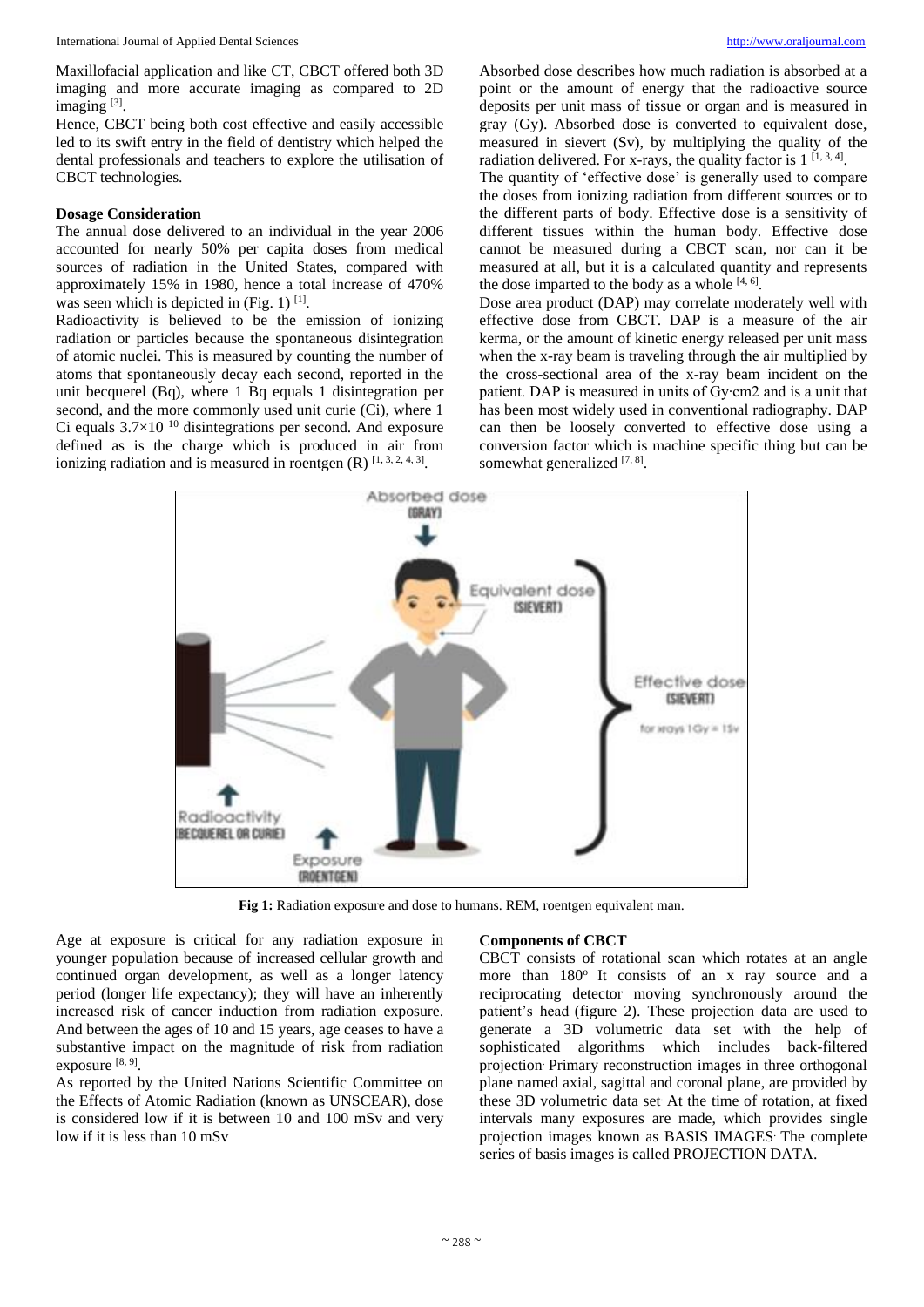Maxillofacial application and like CT, CBCT offered both 3D imaging and more accurate imaging as compared to 2D imaging [3].

Hence, CBCT being both cost effective and easily accessible led to its swift entry in the field of dentistry which helped the dental professionals and teachers to explore the utilisation of CBCT technologies.

**Dosage Consideration**

The annual dose delivered to an individual in the year 2006 accounted for nearly 50% per capita doses from medical sources of radiation in the United States, compared with approximately 15% in 1980, hence a total increase of 470% was seen which is depicted in (Fig. 1) [1].

Radioactivity is believed to be the emission of ionizing radiation or particles because the spontaneous disintegration of atomic nuclei. This is measured by counting the number of atoms that spontaneously decay each second, reported in the unit becquerel (Bq), where 1 Bq equals 1 disintegration per second, and the more commonly used unit curie (Ci), where 1 Ci equals $3.7 \times 10^{10}$ disintegrations per second. And exposure defined as is the charge which is produced in air from ionizing radiation and is measured in roentgen (R) [1, 3, 2, 4, 3].

Absorbed dose describes how much radiation is absorbed at a point or the amount of energy that the radioactive source deposits per unit mass of tissue or organ and is measured in gray (Gy). Absorbed dose is converted to equivalent dose, measured in sievert (Sv), by multiplying the quality of the radiation delivered. For x-rays, the quality factor is 1 [1, 3, 4].

The quantity of 'effective dose' is generally used to compare the doses from ionizing radiation from different sources or to the different parts of body. Effective dose is a sensitivity of different tissues within the human body. Effective dose cannot be measured during a CBCT scan, nor can it be measured at all, but it is a calculated quantity and represents the dose imparted to the body as a whole [4, 6].

Dose area product (DAP) may correlate moderately well with effective dose from CBCT. DAP is a measure of the air kerma, or the amount of kinetic energy released per unit mass when the x-ray beam is traveling through the air multiplied by the cross-sectional area of the x-ray beam incident on the patient. DAP is measured in units of Gy·cm2 and is a unit that has been most widely used in conventional radiography. DAP can then be loosely converted to effective dose using a conversion factor which is machine specific thing but can be somewhat generalized [7, 8].

Absorbed dose
(GRAY)
Equivalent dose
(SIEVERT)
Effective dose
(SIEVERT)
for xrays 1Gy = 1Sv
Radioactivity
(BECQUEREL OR CURIE)
Exposure
(ROENTGEN)

**Fig 1:** Radiation exposure and dose to humans. REM, roentgen equivalent man.

Age at exposure is critical for any radiation exposure in younger population because of increased cellular growth and continued organ development, as well as a longer latency period (longer life expectancy); they will have an inherently increased risk of cancer induction from radiation exposure. And between the ages of 10 and 15 years, age ceases to have a substantive impact on the magnitude of risk from radiation exposure [8, 9].

As reported by the United Nations Scientific Committee on the Effects of Atomic Radiation (known as UNSCEAR), dose is considered low if it is between 10 and 100 mSv and very low if it is less than 10 mSv

**Components of CBCT**

CBCT consists of rotational scan which rotates at an angle more than 180° It consists of an x ray source and a reciprocating detector moving synchronously around the patient's head (figure 2). These projection data are used to generate a 3D volumetric data set with the help of sophisticated algorithms which includes back-filtered projection. Primary reconstruction images in three orthogonal plane named axial, sagittal and coronal plane, are provided by these 3D volumetric data set. At the time of rotation, at fixed intervals many exposures are made, which provides single projection images known as BASIS IMAGES. The complete series of basis images is called PROJECTION DATA.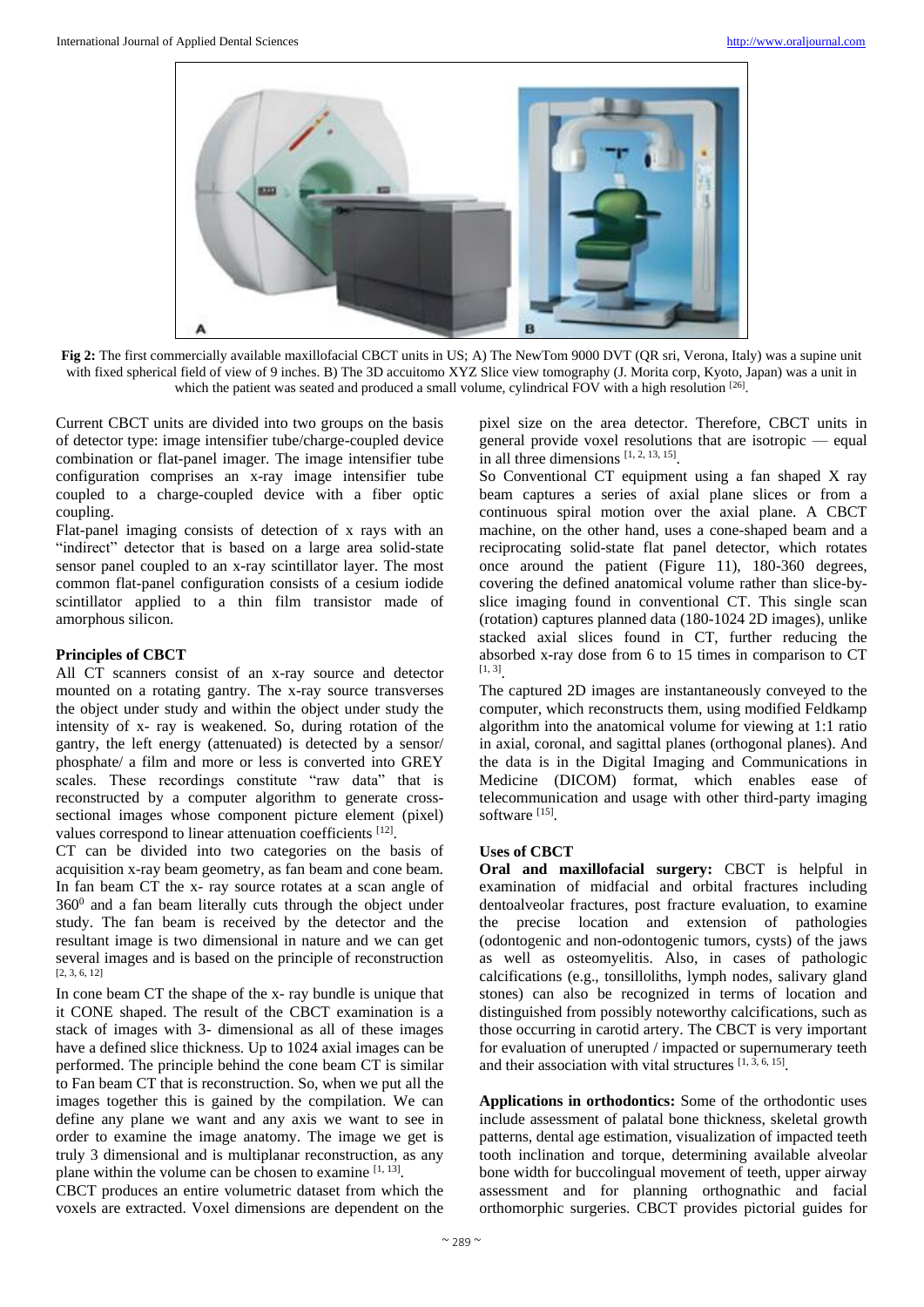**Fig 2:** The first commercially available maxillofacial CBCT units in US; A) The NewTom 9000 DVT (QR sri, Verona, Italy) was a supine unit with fixed spherical field of view of 9 inches. B) The 3D accuitomo XYZ Slice view tomography (J. Morita corp, Kyoto, Japan) was a unit in which the patient was seated and produced a small volume, cylindrical FOV with a high resolution [26].

Current CBCT units are divided into two groups on the basis of detector type: image intensifier tube/charge-coupled device combination or flat-panel imager. The image intensifier tube configuration comprises an x-ray image intensifier tube coupled to a charge-coupled device with a fiber optic coupling.

Flat-panel imaging consists of detection of x rays with an "indirect" detector that is based on a large area solid-state sensor panel coupled to an x-ray scintillator layer. The most common flat-panel configuration consists of a cesium iodide scintillator applied to a thin film transistor made of amorphous silicon.

**Principles of CBCT**

All CT scanners consist of an x-ray source and detector mounted on a rotating gantry. The x-ray source transverses the object under study and within the object under study the intensity of x- ray is weakened. So, during rotation of the gantry, the left energy (attenuated) is detected by a sensor/ phosphate/ a film and more or less is converted into GREY scales. These recordings constitute "raw data" that is reconstructed by a computer algorithm to generate cross-sectional images whose component picture element (pixel) values correspond to linear attenuation coefficients [12].

CT can be divided into two categories on the basis of acquisition x-ray beam geometry, as fan beam and cone beam. In fan beam CT the x- ray source rotates at a scan angle of $360^0$ and a fan beam literally cuts through the object under study. The fan beam is received by the detector and the resultant image is two dimensional in nature and we can get several images and is based on the principle of reconstruction [2, 3, 6, 12]

In cone beam CT the shape of the x- ray bundle is unique that it CONE shaped. The result of the CBCT examination is a stack of images with 3- dimensional as all of these images have a defined slice thickness. Up to 1024 axial images can be performed. The principle behind the cone beam CT is similar to Fan beam CT that is reconstruction. So, when we put all the images together this is gained by the compilation. We can define any plane we want and any axis we want to see in order to examine the image anatomy. The image we get is truly 3 dimensional and is multiplanar reconstruction, as any plane within the volume can be chosen to examine [1, 13].

CBCT produces an entire volumetric dataset from which the voxels are extracted. Voxel dimensions are dependent on the pixel size on the area detector. Therefore, CBCT units in general provide voxel resolutions that are isotropic — equal in all three dimensions [1, 2, 13, 15].

So Conventional CT equipment using a fan shaped X ray beam captures a series of axial plane slices or from a continuous spiral motion over the axial plane. A CBCT machine, on the other hand, uses a cone-shaped beam and a reciprocating solid-state flat panel detector, which rotates once around the patient (Figure 11), 180-360 degrees, covering the defined anatomical volume rather than slice-by-slice imaging found in conventional CT. This single scan (rotation) captures planned data (180-1024 2D images), unlike stacked axial slices found in CT, further reducing the absorbed x-ray dose from 6 to 15 times in comparison to CT [1, 3].

The captured 2D images are instantaneously conveyed to the computer, which reconstructs them, using modified Feldkamp algorithm into the anatomical volume for viewing at 1:1 ratio in axial, coronal, and sagittal planes (orthogonal planes). And the data is in the Digital Imaging and Communications in Medicine (DICOM) format, which enables ease of telecommunication and usage with other third-party imaging software [15].

**Uses of CBCT**

**Oral and maxillofacial surgery:** CBCT is helpful in examination of midfacial and orbital fractures including dentoalveolar fractures, post fracture evaluation, to examine the precise location and extension of pathologies (odontogenic and non-odontogenic tumors, cysts) of the jaws as well as osteomyelitis. Also, in cases of pathologic calcifications (e.g., tonsilloliths, lymph nodes, salivary gland stones) can also be recognized in terms of location and distinguished from possibly noteworthy calcifications, such as those occurring in carotid artery. The CBCT is very important for evaluation of unerupted / impacted or supernumerary teeth and their association with vital structures [1, 3, 6, 15].

**Applications in orthodontics:** Some of the orthodontic uses include assessment of palatal bone thickness, skeletal growth patterns, dental age estimation, visualization of impacted teeth tooth inclination and torque, determining available alveolar bone width for buccolingual movement of teeth, upper airway assessment and for planning orthognathic and facial orthomorphic surgeries. CBCT provides pictorial guides for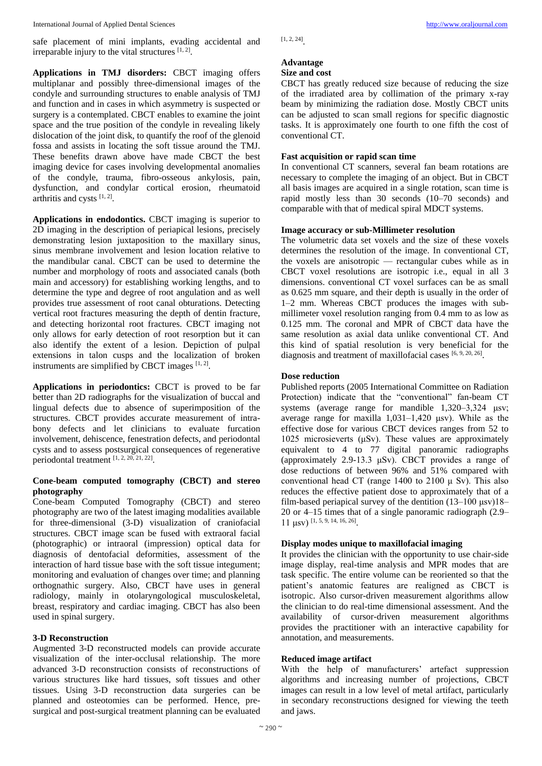safe placement of mini implants, evading accidental and irreparable injury to the vital structures [1, 2].

**Applications in TMJ disorders:** CBCT imaging offers multiplanar and possibly three-dimensional images of the condyle and surrounding structures to enable analysis of TMJ and function and in cases in which asymmetry is suspected or surgery is a contemplated. CBCT enables to examine the joint space and the true position of the condyle in revealing likely dislocation of the joint disk, to quantify the roof of the glenoid fossa and assists in locating the soft tissue around the TMJ. These benefits drawn above have made CBCT the best imaging device for cases involving developmental anomalies of the condyle, trauma, fibro-osseous ankylosis, pain, dysfunction, and condylar cortical erosion, rheumatoid arthritis and cysts [1, 2].

**Applications in endodontics.** CBCT imaging is superior to 2D imaging in the description of periapical lesions, precisely demonstrating lesion juxtaposition to the maxillary sinus, sinus membrane involvement and lesion location relative to the mandibular canal. CBCT can be used to determine the number and morphology of roots and associated canals (both main and accessory) for establishing working lengths, and to determine the type and degree of root angulation and as well provides true assessment of root canal obturations. Detecting vertical root fractures measuring the depth of dentin fracture, and detecting horizontal root fractures. CBCT imaging not only allows for early detection of root resorption but it can also identify the extent of a lesion. Depiction of pulpal extensions in talon cusps and the localization of broken instruments are simplified by CBCT images [1, 2].

**Applications in periodontics:** CBCT is proved to be far better than 2D radiographs for the visualization of buccal and lingual defects due to absence of superimposition of the structures. CBCT provides accurate measurement of intra-bony defects and let clinicians to evaluate furcation involvement, dehiscence, fenestration defects, and periodontal cysts and to assess postsurgical consequences of regenerative periodontal treatment [1, 2, 20, 21, 22].

**Cone-beam computed tomography (CBCT) and stereo photography**

Cone-beam Computed Tomography (CBCT) and stereo photography are two of the latest imaging modalities available for three-dimensional (3-D) visualization of craniofacial structures. CBCT image scan be fused with extraoral facial (photographic) or intraoral (impression) optical data for diagnosis of dentofacial deformities, assessment of the interaction of hard tissue base with the soft tissue integument; monitoring and evaluation of changes over time; and planning orthognathic surgery. Also, CBCT have uses in general radiology, mainly in otolaryngological musculoskeletal, breast, respiratory and cardiac imaging. CBCT has also been used in spinal surgery.

**3-D Reconstruction**

Augmented 3-D reconstructed models can provide accurate visualization of the inter-occlusal relationship. The more advanced 3-D reconstruction consists of reconstructions of various structures like hard tissues, soft tissues and other tissues. Using 3-D reconstruction data surgeries can be planned and osteotomies can be performed. Hence, pre-surgical and post-surgical treatment planning can be evaluated [1, 2, 24].

## Advantage

**Size and cost**

CBCT has greatly reduced size because of reducing the size of the irradiated area by collimation of the primary x-ray beam by minimizing the radiation dose. Mostly CBCT units can be adjusted to scan small regions for specific diagnostic tasks. It is approximately one fourth to one fifth the cost of conventional CT.

**Fast acquisition or rapid scan time**

In conventional CT scanners, several fan beam rotations are necessary to complete the imaging of an object. But in CBCT all basis images are acquired in a single rotation, scan time is rapid mostly less than 30 seconds (10–70 seconds) and comparable with that of medical spiral MDCT systems.

**Image accuracy or sub-Millimeter resolution**

The volumetric data set voxels and the size of these voxels determines the resolution of the image. In conventional CT, the voxels are anisotropic — rectangular cubes while as in CBCT voxel resolutions are isotropic i.e., equal in all 3 dimensions. conventional CT voxel surfaces can be as small as 0.625 mm square, and their depth is usually in the order of 1–2 mm. Whereas CBCT produces the images with sub-millimeter voxel resolution ranging from 0.4 mm to as low as 0.125 mm. The coronal and MPR of CBCT data have the same resolution as axial data unlike conventional CT. And this kind of spatial resolution is very beneficial for the diagnosis and treatment of maxillofacial cases [6, 9, 20, 26].

**Dose reduction**

Published reports (2005 International Committee on Radiation Protection) indicate that the "conventional" fan-beam CT systems (average range for mandible 1,320–3,324 μsv; average range for maxilla 1,031–1,420 μsv). While as the effective dose for various CBCT devices ranges from 52 to 1025 microsieverts (μSv). These values are approximately equivalent to 4 to 77 digital panoramic radiographs (approximately 2.9-13.3 μSv). CBCT provides a range of dose reductions of between 96% and 51% compared with conventional head CT (range 1400 to 2100 μ Sv). This also reduces the effective patient dose to approximately that of a film-based periapical survey of the dentition (13–100 μsv)18–20 or 4–15 times that of a single panoramic radiograph (2.9–11 μsv) [1, 5, 9, 14, 16, 26].

**Display modes unique to maxillofacial imaging**

It provides the clinician with the opportunity to use chair-side image display, real-time analysis and MPR modes that are task specific. The entire volume can be reoriented so that the patient's anatomic features are realigned as CBCT is isotropic. Also cursor-driven measurement algorithms allow the clinician to do real-time dimensional assessment. And the availability of cursor-driven measurement algorithms provides the practitioner with an interactive capability for annotation, and measurements.

**Reduced image artifact**

With the help of manufacturers' artefact suppression algorithms and increasing number of projections, CBCT images can result in a low level of metal artifact, particularly in secondary reconstructions designed for viewing the teeth and jaws.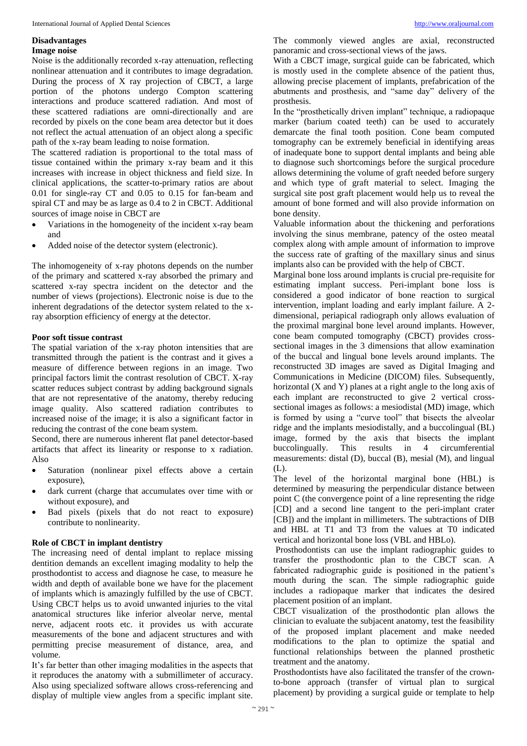### Disadvantages

#### Image noise

Noise is the additionally recorded x-ray attenuation, reflecting nonlinear attenuation and it contributes to image degradation. During the process of X ray projection of CBCT, a large portion of the photons undergo Compton scattering interactions and produce scattered radiation. And most of these scattered radiations are omni-directionally and are recorded by pixels on the cone beam area detector but it does not reflect the actual attenuation of an object along a specific path of the x-ray beam leading to noise formation.

The scattered radiation is proportional to the total mass of tissue contained within the primary x-ray beam and it this increases with increase in object thickness and field size. In clinical applications, the scatter-to-primary ratios are about 0.01 for single-ray CT and 0.05 to 0.15 for fan-beam and spiral CT and may be as large as 0.4 to 2 in CBCT. Additional sources of image noise in CBCT are

- Variations in the homogeneity of the incident x-ray beam and
- Added noise of the detector system (electronic).

The inhomogeneity of x-ray photons depends on the number of the primary and scattered x-ray absorbed the primary and scattered x-ray spectra incident on the detector and the number of views (projections). Electronic noise is due to the inherent degradations of the detector system related to the x-ray absorption efficiency of energy at the detector.

#### Poor soft tissue contrast

The spatial variation of the x-ray photon intensities that are transmitted through the patient is the contrast and it gives a measure of difference between regions in an image. Two principal factors limit the contrast resolution of CBCT. X-ray scatter reduces subject contrast by adding background signals that are not representative of the anatomy, thereby reducing image quality. Also scattered radiation contributes to increased noise of the image; it is also a significant factor in reducing the contrast of the cone beam system.

Second, there are numerous inherent flat panel detector-based artifacts that affect its linearity or response to x radiation. Also

- Saturation (nonlinear pixel effects above a certain exposure),
- dark current (charge that accumulates over time with or without exposure), and
- Bad pixels (pixels that do not react to exposure) contribute to nonlinearity.

#### Role of CBCT in implant dentistry

The increasing need of dental implant to replace missing dentition demands an excellent imaging modality to help the prosthodontist to access and diagnose he case, to measure he width and depth of available bone we have for the placement of implants which is amazingly fulfilled by the use of CBCT. Using CBCT helps us to avoid unwanted injuries to the vital anatomical structures like inferior alveolar nerve, mental nerve, adjacent roots etc. it provides us with accurate measurements of the bone and adjacent structures and with permitting precise measurement of distance, area, and volume.

It's far better than other imaging modalities in the aspects that it reproduces the anatomy with a submillimeter of accuracy. Also using specialized software allows cross-referencing and display of multiple view angles from a specific implant site. The commonly viewed angles are axial, reconstructed panoramic and cross-sectional views of the jaws.

With a CBCT image, surgical guide can be fabricated, which is mostly used in the complete absence of the patient thus, allowing precise placement of implants, prefabrication of the abutments and prosthesis, and "same day" delivery of the prosthesis.

In the "prosthetically driven implant" technique, a radiopaque marker (barium coated teeth) can be used to accurately demarcate the final tooth position. Cone beam computed tomography can be extremely beneficial in identifying areas of inadequate bone to support dental implants and being able to diagnose such shortcomings before the surgical procedure allows determining the volume of graft needed before surgery and which type of graft material to select. Imaging the surgical site post graft placement would help us to reveal the amount of bone formed and will also provide information on bone density.

Valuable information about the thickening and perforations involving the sinus membrane, patency of the osteo meatal complex along with ample amount of information to improve the success rate of grafting of the maxillary sinus and sinus implants also can be provided with the help of CBCT.

Marginal bone loss around implants is crucial pre-requisite for estimating implant success. Peri-implant bone loss is considered a good indicator of bone reaction to surgical intervention, implant loading and early implant failure. A 2-dimensional, periapical radiograph only allows evaluation of the proximal marginal bone level around implants. However, cone beam computed tomography (CBCT) provides cross-sectional images in the 3 dimensions that allow examination of the buccal and lingual bone levels around implants. The reconstructed 3D images are saved as Digital Imaging and Communications in Medicine (DICOM) files. Subsequently, horizontal (X and Y) planes at a right angle to the long axis of each implant are reconstructed to give 2 vertical cross-sectional images as follows: a mesiodistal (MD) image, which is formed by using a "curve tool" that bisects the alveolar ridge and the implants mesiodistally, and a buccolingual (BL) image, formed by the axis that bisects the implant buccolingually. This results in 4 circumferential measurements: distal (D), buccal (B), mesial (M), and lingual (L).

The level of the horizontal marginal bone (HBL) is determined by measuring the perpendicular distance between point C (the convergence point of a line representing the ridge [CD] and a second line tangent to the peri-implant crater [CB]) and the implant in millimeters. The subtractions of DIB and HBL at T1 and T3 from the values at T0 indicated vertical and horizontal bone loss (VBL and HBLo).

Prosthodontists can use the implant radiographic guides to transfer the prosthodontic plan to the CBCT scan. A fabricated radiographic guide is positioned in the patient's mouth during the scan. The simple radiographic guide includes a radiopaque marker that indicates the desired placement position of an implant.

CBCT visualization of the prosthodontic plan allows the clinician to evaluate the subjacent anatomy, test the feasibility of the proposed implant placement and make needed modifications to the plan to optimize the spatial and functional relationships between the planned prosthetic treatment and the anatomy.

Prosthodontists have also facilitated the transfer of the crown-to-bone approach (transfer of virtual plan to surgical placement) by providing a surgical guide or template to help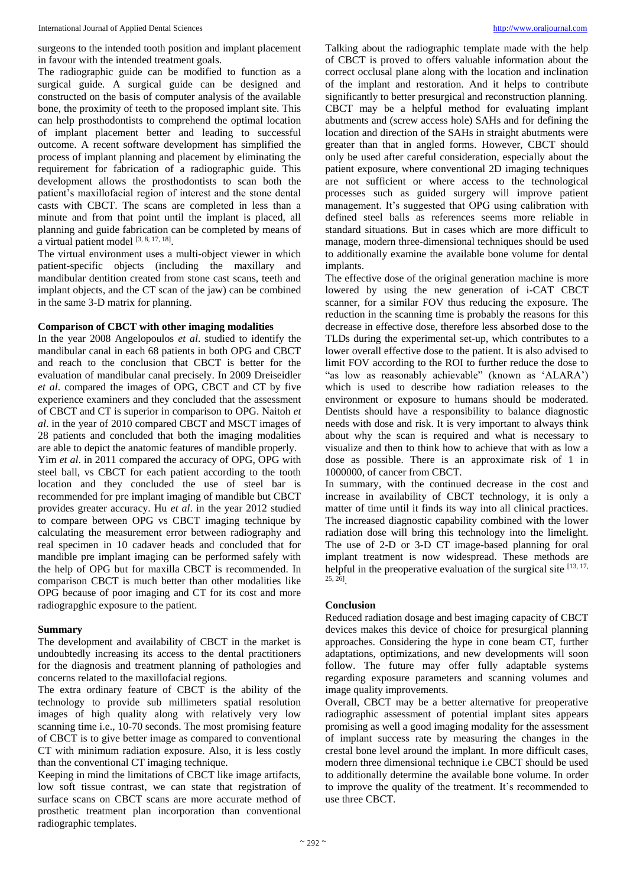surgeons to the intended tooth position and implant placement in favour with the intended treatment goals.

The radiographic guide can be modified to function as a surgical guide. A surgical guide can be designed and constructed on the basis of computer analysis of the available bone, the proximity of teeth to the proposed implant site. This can help prosthodontists to comprehend the optimal location of implant placement better and leading to successful outcome. A recent software development has simplified the process of implant planning and placement by eliminating the requirement for fabrication of a radiographic guide. This development allows the prosthodontists to scan both the patient's maxillofacial region of interest and the stone dental casts with CBCT. The scans are completed in less than a minute and from that point until the implant is placed, all planning and guide fabrication can be completed by means of a virtual patient model [3, 8, 17, 18].

The virtual environment uses a multi-object viewer in which patient-specific objects (including the maxillary and mandibular dentition created from stone cast scans, teeth and implant objects, and the CT scan of the jaw) can be combined in the same 3-D matrix for planning.

### Comparison of CBCT with other imaging modalities

In the year 2008 Angelopoulos *et al*. studied to identify the mandibular canal in each 68 patients in both OPG and CBCT and reach to the conclusion that CBCT is better for the evaluation of mandibular canal precisely. In 2009 Dreiseidler *et al*. compared the images of OPG, CBCT and CT by five experience examiners and they concluded that the assessment of CBCT and CT is superior in comparison to OPG. Naitoh *et al*. in the year of 2010 compared CBCT and MSCT images of 28 patients and concluded that both the imaging modalities are able to depict the anatomic features of mandible properly.

Yim *et al*. in 2011 compared the accuracy of OPG, OPG with steel ball, vs CBCT for each patient according to the tooth location and they concluded the use of steel bar is recommended for pre implant imaging of mandible but CBCT provides greater accuracy. Hu *et al*. in the year 2012 studied to compare between OPG vs CBCT imaging technique by calculating the measurement error between radiography and real specimen in 10 cadaver heads and concluded that for mandible pre implant imaging can be performed safely with the help of OPG but for maxilla CBCT is recommended. In comparison CBCT is much better than other modalities like OPG because of poor imaging and CT for its cost and more radiograpghic exposure to the patient.

### Summary

The development and availability of CBCT in the market is undoubtedly increasing its access to the dental practitioners for the diagnosis and treatment planning of pathologies and concerns related to the maxillofacial regions.

The extra ordinary feature of CBCT is the ability of the technology to provide sub millimeters spatial resolution images of high quality along with relatively very low scanning time i.e., 10-70 seconds. The most promising feature of CBCT is to give better image as compared to conventional CT with minimum radiation exposure. Also, it is less costly than the conventional CT imaging technique.

Keeping in mind the limitations of CBCT like image artifacts, low soft tissue contrast, we can state that registration of surface scans on CBCT scans are more accurate method of prosthetic treatment plan incorporation than conventional radiographic templates.

Talking about the radiographic template made with the help of CBCT is proved to offers valuable information about the correct occlusal plane along with the location and inclination of the implant and restoration. And it helps to contribute significantly to better presurgical and reconstruction planning. CBCT may be a helpful method for evaluating implant abutments and (screw access hole) SAHs and for defining the location and direction of the SAHs in straight abutments were greater than that in angled forms. However, CBCT should only be used after careful consideration, especially about the patient exposure, where conventional 2D imaging techniques are not sufficient or where access to the technological processes such as guided surgery will improve patient management. It's suggested that OPG using calibration with defined steel balls as references seems more reliable in standard situations. But in cases which are more difficult to manage, modern three-dimensional techniques should be used to additionally examine the available bone volume for dental implants.

The effective dose of the original generation machine is more lowered by using the new generation of i-CAT CBCT scanner, for a similar FOV thus reducing the exposure. The reduction in the scanning time is probably the reasons for this decrease in effective dose, therefore less absorbed dose to the TLDs during the experimental set-up, which contributes to a lower overall effective dose to the patient. It is also advised to limit FOV according to the ROI to further reduce the dose to "as low as reasonably achievable" (known as 'ALARA') which is used to describe how radiation releases to the environment or exposure to humans should be moderated. Dentists should have a responsibility to balance diagnostic needs with dose and risk. It is very important to always think about why the scan is required and what is necessary to visualize and then to think how to achieve that with as low a dose as possible. There is an approximate risk of 1 in 1000000, of cancer from CBCT.

In summary, with the continued decrease in the cost and increase in availability of CBCT technology, it is only a matter of time until it finds its way into all clinical practices. The increased diagnostic capability combined with the lower radiation dose will bring this technology into the limelight. The use of 2-D or 3-D CT image-based planning for oral implant treatment is now widespread. These methods are helpful in the preoperative evaluation of the surgical site [13, 17, 25, 26].

### Conclusion

Reduced radiation dosage and best imaging capacity of CBCT devices makes this device of choice for presurgical planning approaches. Considering the hype in cone beam CT, further adaptations, optimizations, and new developments will soon follow. The future may offer fully adaptable systems regarding exposure parameters and scanning volumes and image quality improvements.

Overall, CBCT may be a better alternative for preoperative radiographic assessment of potential implant sites appears promising as well a good imaging modality for the assessment of implant success rate by measuring the changes in the crestal bone level around the implant. In more difficult cases, modern three dimensional technique i.e CBCT should be used to additionally determine the available bone volume. In order to improve the quality of the treatment. It's recommended to use three CBCT.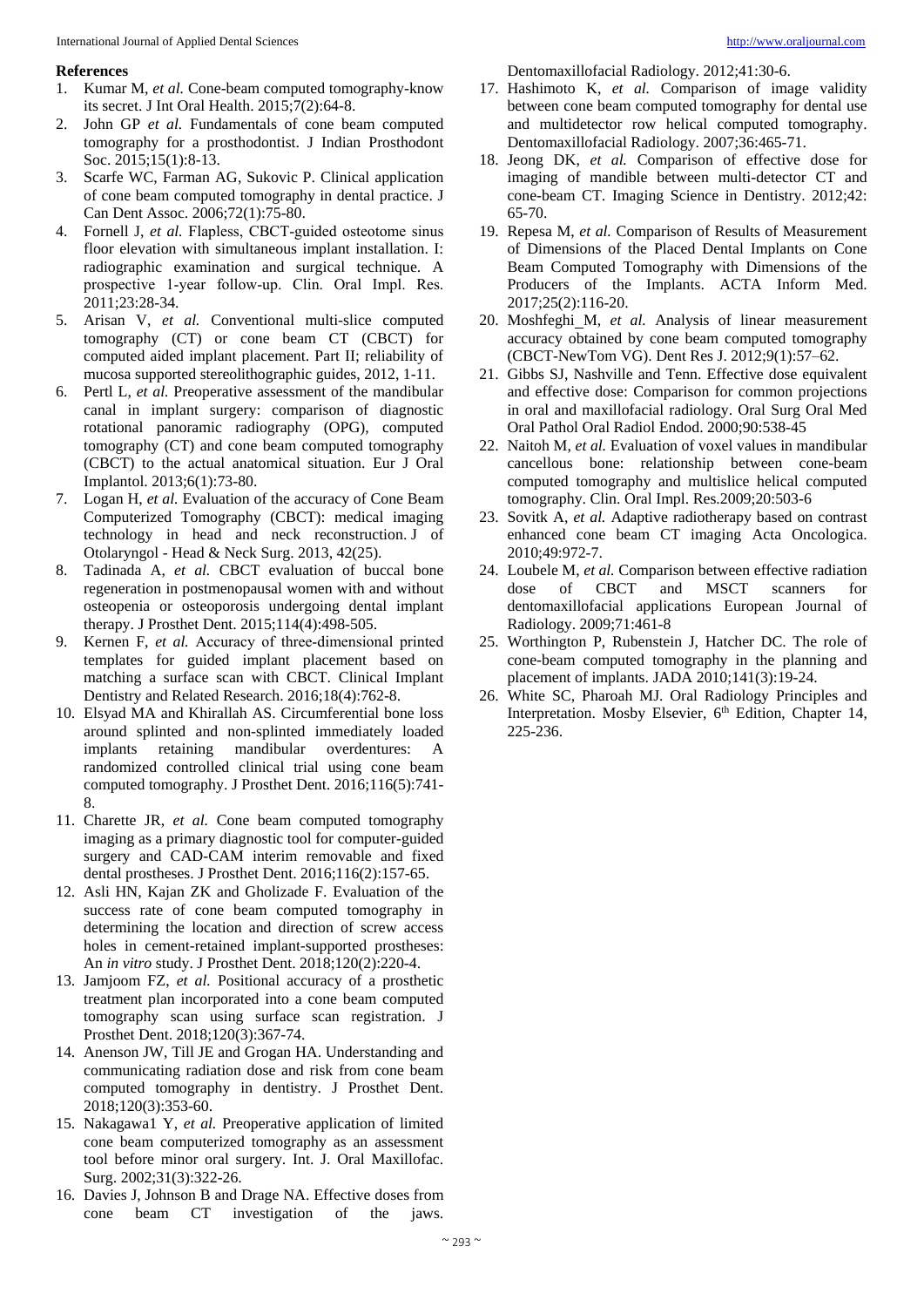### References

1. Kumar M, *et al.* Cone-beam computed tomography-know its secret. J Int Oral Health. 2015;7(2):64-8.
2. John GP *et al.* Fundamentals of cone beam computed tomography for a prosthodontist. J Indian Prosthodont Soc. 2015;15(1):8-13.
3. Scarfe WC, Farman AG, Sukovic P. Clinical application of cone beam computed tomography in dental practice. J Can Dent Assoc. 2006;72(1):75-80.
4. Fornell J, *et al.* Flapless, CBCT-guided osteotome sinus floor elevation with simultaneous implant installation. I: radiographic examination and surgical technique. A prospective 1-year follow-up. Clin. Oral Impl. Res. 2011;23:28-34.
5. Arisan V, *et al.* Conventional multi-slice computed tomography (CT) or cone beam CT (CBCT) for computed aided implant placement. Part II; reliability of mucosa supported stereolithographic guides, 2012, 1-11.
6. Pertl L, *et al.* Preoperative assessment of the mandibular canal in implant surgery: comparison of diagnostic rotational panoramic radiography (OPG), computed tomography (CT) and cone beam computed tomography (CBCT) to the actual anatomical situation. Eur J Oral Implantol. 2013;6(1):73-80.
7. Logan H, *et al.* Evaluation of the accuracy of Cone Beam Computerized Tomography (CBCT): medical imaging technology in head and neck reconstruction. J of Otolaryngol - Head & Neck Surg. 2013, 42(25).
8. Tadinada A, *et al.* CBCT evaluation of buccal bone regeneration in postmenopausal women with and without osteopenia or osteoporosis undergoing dental implant therapy. J Prosthet Dent. 2015;114(4):498-505.
9. Kernen F, *et al.* Accuracy of three-dimensional printed templates for guided implant placement based on matching a surface scan with CBCT. Clinical Implant Dentistry and Related Research. 2016;18(4):762-8.
10. Elsyad MA and Khirallah AS. Circumferential bone loss around splinted and non-splinted immediately loaded implants retaining mandibular overdentures: A randomized controlled clinical trial using cone beam computed tomography. J Prosthet Dent. 2016;116(5):741-8.
11. Charette JR, *et al.* Cone beam computed tomography imaging as a primary diagnostic tool for computer-guided surgery and CAD-CAM interim removable and fixed dental prostheses. J Prosthet Dent. 2016;116(2):157-65.
12. Asli HN, Kajan ZK and Gholizade F. Evaluation of the success rate of cone beam computed tomography in determining the location and direction of screw access holes in cement-retained implant-supported prostheses: An *in vitro* study. J Prosthet Dent. 2018;120(2):220-4.
13. Jamjoom FZ, *et al.* Positional accuracy of a prosthetic treatment plan incorporated into a cone beam computed tomography scan using surface scan registration. J Prosthet Dent. 2018;120(3):367-74.
14. Anenson JW, Till JE and Grogan HA. Understanding and communicating radiation dose and risk from cone beam computed tomography in dentistry. J Prosthet Dent. 2018;120(3):353-60.
15. Nakagawa1 Y, *et al.* Preoperative application of limited cone beam computerized tomography as an assessment tool before minor oral surgery. Int. J. Oral Maxillofac. Surg. 2002;31(3):322-26.
16. Davies J, Johnson B and Drage NA. Effective doses from cone beam CT investigation of the jaws. Dentomaxillofacial Radiology. 2012;41:30-6.
17. Hashimoto K, *et al.* Comparison of image validity between cone beam computed tomography for dental use and multidetector row helical computed tomography. Dentomaxillofacial Radiology. 2007;36:465-71.
18. Jeong DK, *et al.* Comparison of effective dose for imaging of mandible between multi-detector CT and cone-beam CT. Imaging Science in Dentistry. 2012;42: 65-70.
19. Repesa M, *et al.* Comparison of Results of Measurement of Dimensions of the Placed Dental Implants on Cone Beam Computed Tomography with Dimensions of the Producers of the Implants. ACTA Inform Med. 2017;25(2):116-20.
20. Moshfeghi_M, *et al.* Analysis of linear measurement accuracy obtained by cone beam computed tomography (CBCT-NewTom VG). Dent Res J. 2012;9(1):57–62.
21. Gibbs SJ, Nashville and Tenn. Effective dose equivalent and effective dose: Comparison for common projections in oral and maxillofacial radiology. Oral Surg Oral Med Oral Pathol Oral Radiol Endod. 2000;90:538-45
22. Naitoh M, *et al.* Evaluation of voxel values in mandibular cancellous bone: relationship between cone-beam computed tomography and multislice helical computed tomography. Clin. Oral Impl. Res.2009;20:503-6
23. Sovitk A, *et al.* Adaptive radiotherapy based on contrast enhanced cone beam CT imaging Acta Oncologica. 2010;49:972-7.
24. Loubele M, *et al.* Comparison between effective radiation dose of CBCT and MSCT scanners for dentomaxillofacial applications European Journal of Radiology. 2009;71:461-8
25. Worthington P, Rubenstein J, Hatcher DC. The role of cone-beam computed tomography in the planning and placement of implants. JADA 2010;141(3):19-24.
26. White SC, Pharoah MJ. Oral Radiology Principles and Interpretation. Mosby Elsevier, 6th Edition, Chapter 14, 225-236.